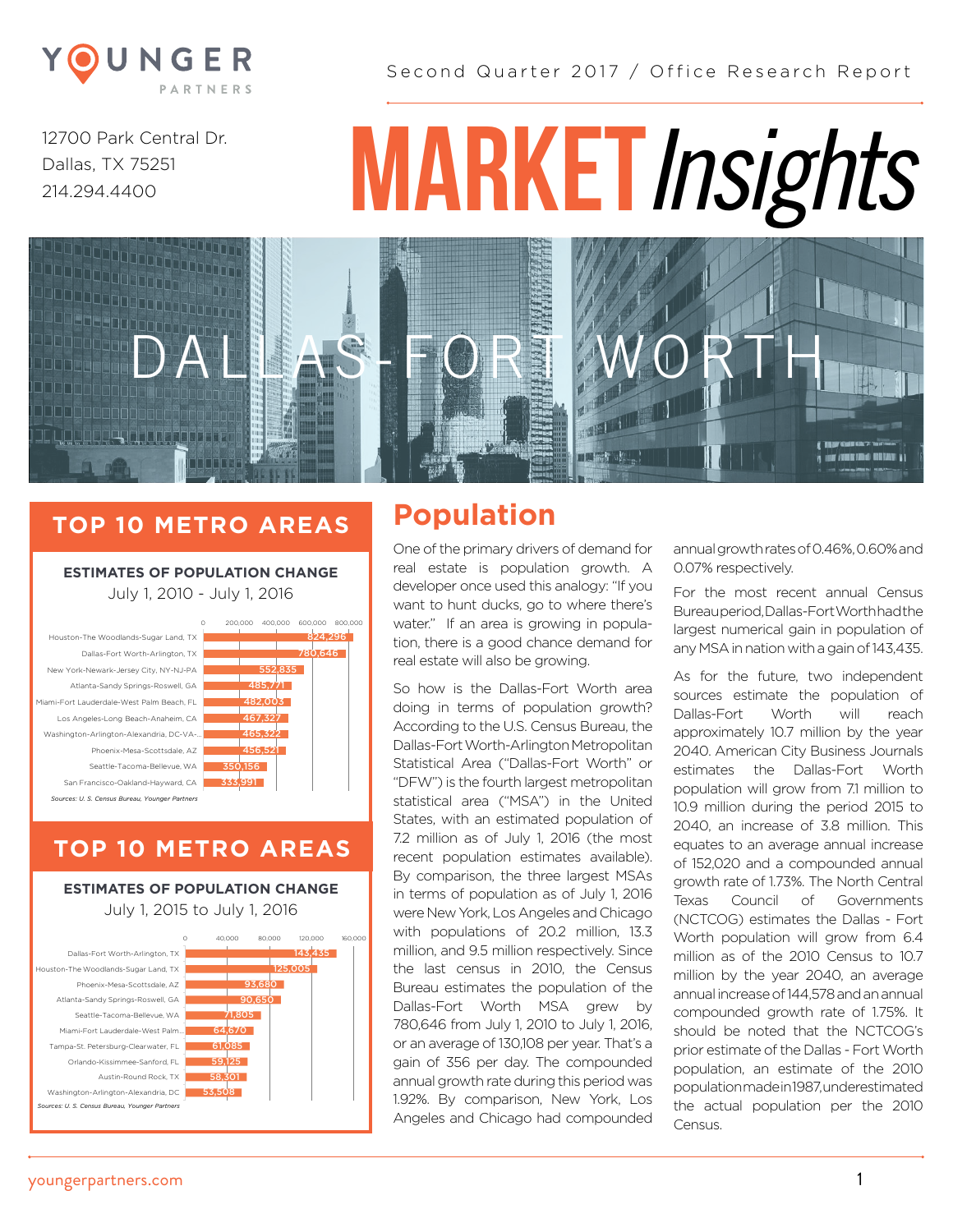# YOUNGER PARTNERS

12700 Park Central Dr.
Dallas, TX 75251
214.294.4400

Second Quarter 2017 / Office Research Report

# MARKET *Insights*

## DALLAS-FORT WORTH

## TOP 10 METRO AREAS

**ESTIMATES OF POPULATION CHANGE**
July 1, 2010 - July 1, 2016

| Metro Area | Population Change |
|---|---|
| Houston-The Woodlands-Sugar Land, TX | 824,296 |
| Dallas-Fort Worth-Arlington, TX | 780,646 |
| New York-Newark-Jersey City, NY-NJ-PA | 552,835 |
| Atlanta-Sandy Springs-Roswell, GA | 485,771 |
| Miami-Fort Lauderdale-West Palm Beach, FL | 482,003 |
| Los Angeles-Long Beach-Anaheim, CA | 467,327 |
| Washington-Arlington-Alexandria, DC-VA-... | 465,322 |
| Phoenix-Mesa-Scottsdale, AZ | 456,521 |
| Seattle-Tacoma-Bellevue, WA | 350,156 |
| San Francisco-Oakland-Hayward, CA | 333,991 |

*Sources: U. S. Census Bureau, Younger Partners*

## TOP 10 METRO AREAS

**ESTIMATES OF POPULATION CHANGE**
July 1, 2015 to July 1, 2016

| Metro Area | Population Change |
|---|---|
| Dallas-Fort Worth-Arlington, TX | 143,435 |
| Houston-The Woodlands-Sugar Land, TX | 125,005 |
| Phoenix-Mesa-Scottsdale, AZ | 93,680 |
| Atlanta-Sandy Springs-Roswell, GA | 90,650 |
| Seattle-Tacoma-Bellevue, WA | 71,805 |
| Miami-Fort Lauderdale-West Palm... | 64,670 |
| Tampa-St. Petersburg-Clearwater, FL | 61,085 |
| Orlando-Kissimmee-Sanford, FL | 59,125 |
| Austin-Round Rock, TX | 58,301 |
| Washington-Arlington-Alexandria, DC | 53,508 |

*Sources: U. S. Census Bureau, Younger Partners*

## Population

One of the primary drivers of demand for real estate is population growth. A developer once used this analogy: "If you want to hunt ducks, go to where there's water." If an area is growing in population, there is a good chance demand for real estate will also be growing.

So how is the Dallas-Fort Worth area doing in terms of population growth? According to the U.S. Census Bureau, the Dallas-Fort Worth-Arlington Metropolitan Statistical Area ("Dallas-Fort Worth" or "DFW") is the fourth largest metropolitan statistical area ("MSA") in the United States, with an estimated population of 7.2 million as of July 1, 2016 (the most recent population estimates available). By comparison, the three largest MSAs in terms of population as of July 1, 2016 were New York, Los Angeles and Chicago with populations of 20.2 million, 13.3 million, and 9.5 million respectively. Since the last census in 2010, the Census Bureau estimates the population of the Dallas-Fort Worth MSA grew by 780,646 from July 1, 2010 to July 1, 2016, or an average of 130,108 per year. That's a gain of 356 per day. The compounded annual growth rate during this period was 1.92%. By comparison, New York, Los Angeles and Chicago had compounded annual growth rates of 0.46%, 0.60% and 0.07% respectively.

For the most recent annual Census Bureau period, Dallas-Fort Worth had the largest numerical gain in population of any MSA in nation with a gain of 143,435.

As for the future, two independent sources estimate the population of Dallas-Fort Worth will reach approximately 10.7 million by the year 2040. American City Business Journals estimates the Dallas-Fort Worth population will grow from 7.1 million to 10.9 million during the period 2015 to 2040, an increase of 3.8 million. This equates to an average annual increase of 152,020 and a compounded annual growth rate of 1.73%. The North Central Texas Council of Governments (NCTCOG) estimates the Dallas - Fort Worth population will grow from 6.4 million as of the 2010 Census to 10.7 million by the year 2040, an average annual increase of 144,578 and an annual compounded growth rate of 1.75%. It should be noted that the NCTCOG's prior estimate of the Dallas - Fort Worth population, an estimate of the 2010 population made in 1987, underestimated the actual population per the 2010 Census.

youngerpartners.com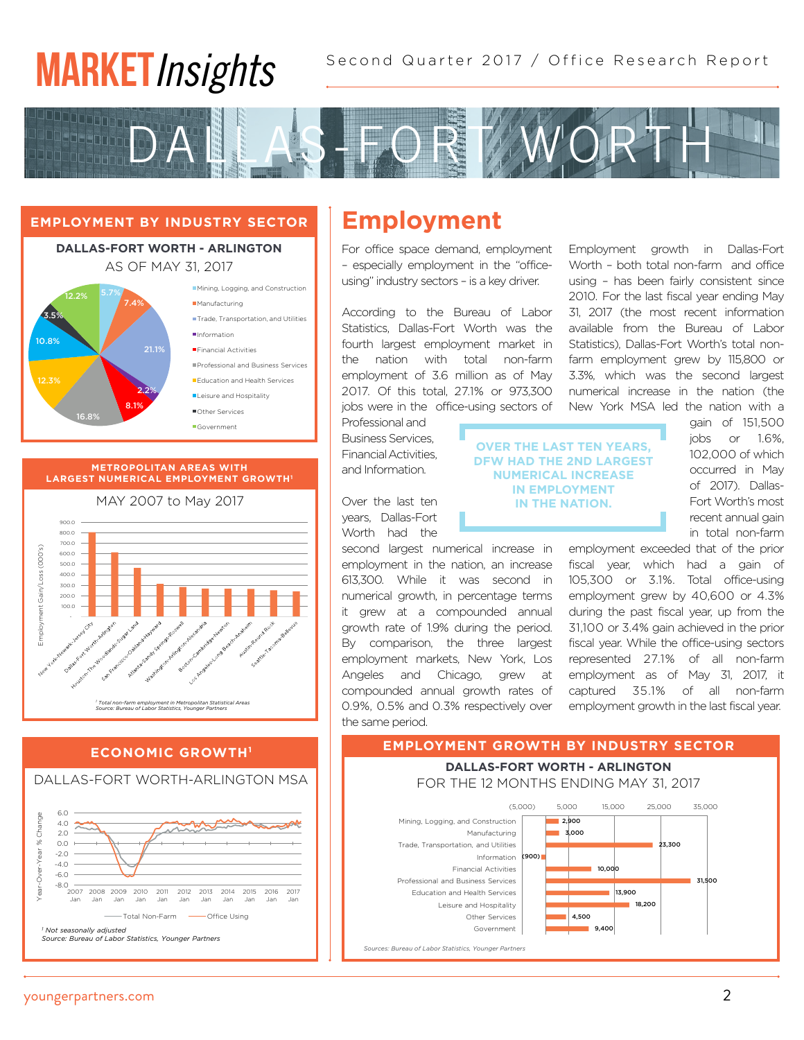# MARKET Insights

Second Quarter 2017 / Office Research Report

# DALLAS-FORT WORTH

## EMPLOYMENT BY INDUSTRY SECTOR

**DALLAS-FORT WORTH - ARLINGTON**
AS OF MAY 31, 2017

| Sector | Share |
|---|---|
| Mining, Logging, and Construction | 5.7% |
| Manufacturing | 7.4% |
| Trade, Transportation, and Utilities | 21.1% |
| Information | 2.2% |
| Financial Activities | 8.1% |
| Professional and Business Services | 16.8% |
| Education and Health Services | 12.3% |
| Leisure and Hospitality | 10.8% |
| Other Services | 3.5% |
| Government | 12.2% |

## METROPOLITAN AREAS WITH LARGEST NUMERICAL EMPLOYMENT GROWTH[1]

MAY 2007 to May 2017

Employment Gain/Loss (000's)

New York-Newark-Jersey City, Dallas-Fort Worth-Arlington, Houston-The Woodlands-Sugar Land, San Francisco-Oakland-Hayward, Atlanta-Sandy Springs-Roswell, Washington-Arlington-Alexandria, Boston-Cambridge-Newton, Los Angeles-Long Beach-Anaheim, Austin-Round Rock, Seattle-Tacoma-Bellevue

[1] Total non-farm employment in Metropolitan Statistical Areas
Source: Bureau of Labor Statistics, Younger Partners

## ECONOMIC GROWTH[1]

DALLAS-FORT WORTH-ARLINGTON MSA

Year-Over-Year % Change, 2007–2017 — Total Non-Farm, Office Using

[1] Not seasonally adjusted
Source: Bureau of Labor Statistics, Younger Partners

## Employment

For office space demand, employment – especially employment in the "office-using" industry sectors – is a key driver.

According to the Bureau of Labor Statistics, Dallas-Fort Worth was the fourth largest employment market in the nation with total non-farm employment of 3.6 million as of May 2017. Of this total, 27.1% or 973,300 jobs were in the office-using sectors of Professional and Business Services, Financial Activities, and Information.

> OVER THE LAST TEN YEARS, DFW HAD THE 2ND LARGEST NUMERICAL INCREASE IN EMPLOYMENT IN THE NATION.

Over the last ten years, Dallas-Fort Worth had the second largest numerical increase in employment in the nation, an increase 613,300. While it was second in numerical growth, in percentage terms it grew at a compounded annual growth rate of 1.9% during the period. By comparison, the three largest employment markets, New York, Los Angeles and Chicago, grew at compounded annual growth rates of 0.9%, 0.5% and 0.3% respectively over the same period.

Employment growth in Dallas-Fort Worth – both total non-farm and office using – has been fairly consistent since 2010. For the last fiscal year ending May 31, 2017 (the most recent information available from the Bureau of Labor Statistics), Dallas-Fort Worth's total non-farm employment grew by 115,800 or 3.3%, which was the second largest numerical increase in the nation (the New York MSA led the nation with a gain of 151,500 jobs or 1.6%, 102,000 of which occurred in May of 2017). Dallas-Fort Worth's most recent annual gain in total non-farm employment exceeded that of the prior fiscal year, which had a gain of 105,300 or 3.1%. Total office-using employment grew by 40,600 or 4.3% during the past fiscal year, up from the 31,100 or 3.4% gain achieved in the prior fiscal year. While the office-using sectors represented 27.1% of all non-farm employment as of May 31, 2017, it captured 35.1% of all non-farm employment growth in the last fiscal year.

## EMPLOYMENT GROWTH BY INDUSTRY SECTOR

**DALLAS-FORT WORTH - ARLINGTON**
FOR THE 12 MONTHS ENDING MAY 31, 2017

| Sector | Growth |
|---|---|
| Mining, Logging, and Construction | 2,900 |
| Manufacturing | 3,000 |
| Trade, Transportation, and Utilities | 23,300 |
| Information | (900) |
| Financial Activities | 10,000 |
| Professional and Business Services | 31,500 |
| Education and Health Services | 13,900 |
| Leisure and Hospitality | 18,200 |
| Other Services | 4,500 |
| Government | 9,400 |

Sources: Bureau of Labor Statistics, Younger Partners

youngerpartners.com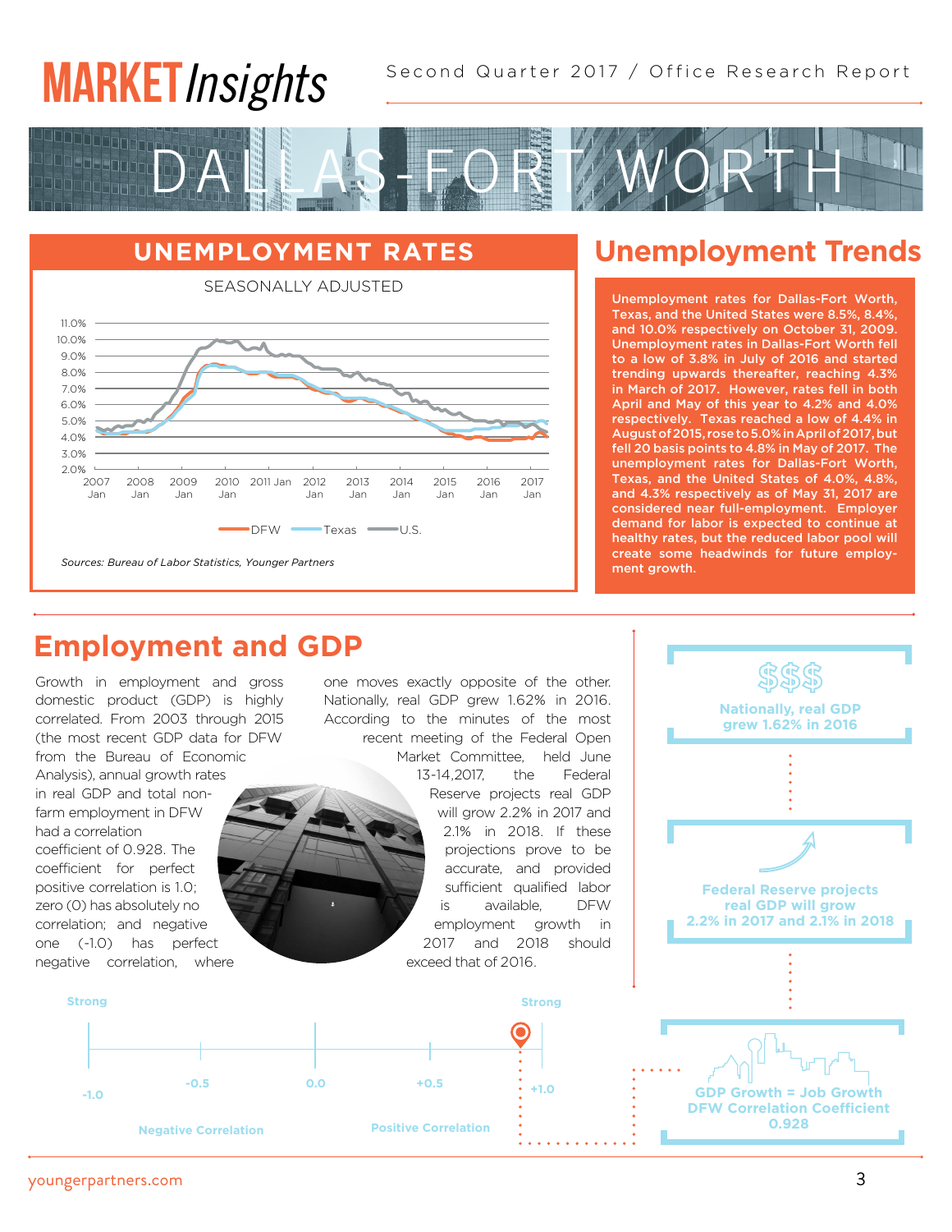# DALLAS-FORT WORTH

## UNEMPLOYMENT RATES

SEASONALLY ADJUSTED

DFW  Texas  U.S.

*Sources: Bureau of Labor Statistics, Younger Partners*

## Unemployment Trends

**Unemployment rates for Dallas-Fort Worth, Texas, and the United States were 8.5%, 8.4%, and 10.0% respectively on October 31, 2009. Unemployment rates in Dallas-Fort Worth fell to a low of 3.8% in July of 2016 and started trending upwards thereafter, reaching 4.3% in March of 2017. However, rates fell in both April and May of this year to 4.2% and 4.0% respectively. Texas reached a low of 4.4% in August of 2015, rose to 5.0% in April of 2017, but fell 20 basis points to 4.8% in May of 2017. The unemployment rates for Dallas-Fort Worth, Texas, and the United States of 4.0%, 4.8%, and 4.3% respectively as of May 31, 2017 are considered near full-employment. Employer demand for labor is expected to continue at healthy rates, but the reduced labor pool will create some headwinds for future employment growth.**

## Employment and GDP

Growth in employment and gross domestic product (GDP) is highly correlated. From 2003 through 2015 (the most recent GDP data for DFW from the Bureau of Economic Analysis), annual growth rates in real GDP and total non-farm employment in DFW had a correlation coefficient of 0.928. The coefficient for perfect positive correlation is 1.0; zero (0) has absolutely no correlation; and negative one (-1.0) has perfect negative correlation, where one moves exactly opposite of the other. Nationally, real GDP grew 1.62% in 2016. According to the minutes of the most recent meeting of the Federal Open Market Committee, held June 13-14, 2017, the Federal Reserve projects real GDP will grow 2.2% in 2017 and 2.1% in 2018. If these projections prove to be accurate, and provided sufficient qualified labor is available, DFW employment growth in 2017 and 2018 should exceed that of 2016.

**Nationally, real GDP grew 1.62% in 2016**

**Federal Reserve projects real GDP will grow 2.2% in 2017 and 2.1% in 2018**

**GDP Growth = Job Growth**
**DFW Correlation Coefficient 0.928**

Strong -1.0 | -0.5 | 0.0 | +0.5 | +1.0 Strong

Negative Correlation | Positive Correlation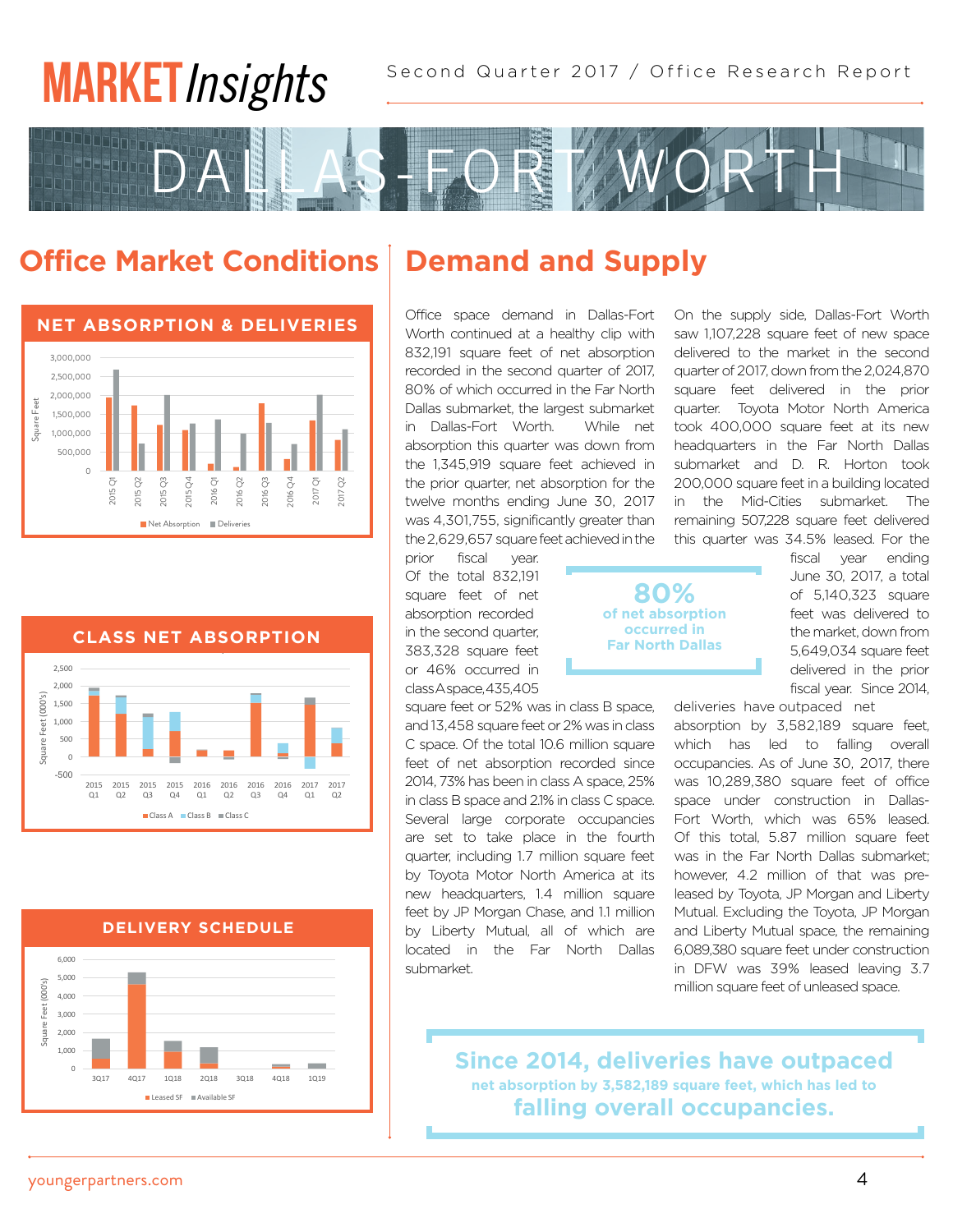# MARKET *Insights*

Second Quarter 2017 / Office Research Report

# DALLAS-FORT WORTH

## Office Market Conditions

### NET ABSORPTION & DELIVERIES

### CLASS NET ABSORPTION

### DELIVERY SCHEDULE

## Demand and Supply

Office space demand in Dallas-Fort Worth continued at a healthy clip with 832,191 square feet of net absorption recorded in the second quarter of 2017, 80% of which occurred in the Far North Dallas submarket, the largest submarket in Dallas-Fort Worth. While net absorption this quarter was down from the 1,345,919 square feet achieved in the prior quarter, net absorption for the twelve months ending June 30, 2017 was 4,301,755, significantly greater than the 2,629,657 square feet achieved in the prior fiscal year. Of the total 832,191 square feet of net absorption recorded in the second quarter, 383,328 square feet or 46% occurred in class A space, 435,405 square feet or 52% was in class B space, and 13,458 square feet or 2% was in class C space. Of the total 10.6 million square feet of net absorption recorded since 2014, 73% has been in class A space, 25% in class B space and 2.1% in class C space. Several large corporate occupancies are set to take place in the fourth quarter, including 1.7 million square feet by Toyota Motor North America at its new headquarters, 1.4 million square feet by JP Morgan Chase, and 1.1 million by Liberty Mutual, all of which are located in the Far North Dallas submarket.

**80%**
**of net absorption occurred in Far North Dallas**

On the supply side, Dallas-Fort Worth saw 1,107,228 square feet of new space delivered to the market in the second quarter of 2017, down from the 2,024,870 square feet delivered in the prior quarter. Toyota Motor North America took 400,000 square feet at its new headquarters in the Far North Dallas submarket and D. R. Horton took 200,000 square feet in a building located in the Mid-Cities submarket. The remaining 507,228 square feet delivered this quarter was 34.5% leased. For the fiscal year ending June 30, 2017, a total of 5,140,323 square feet was delivered to the market, down from 5,649,034 square feet delivered in the prior fiscal year. Since 2014, deliveries have outpaced net absorption by 3,582,189 square feet, which has led to falling overall occupancies. As of June 30, 2017, there was 10,289,380 square feet of office space under construction in Dallas-Fort Worth, which was 65% leased. Of this total, 5.87 million square feet was in the Far North Dallas submarket; however, 4.2 million of that was pre-leased by Toyota, JP Morgan and Liberty Mutual. Excluding the Toyota, JP Morgan and Liberty Mutual space, the remaining 6,089,380 square feet under construction in DFW was 39% leased leaving 3.7 million square feet of unleased space.

**Since 2014, deliveries have outpaced net absorption by 3,582,189 square feet, which has led to falling overall occupancies.**

youngerpartners.com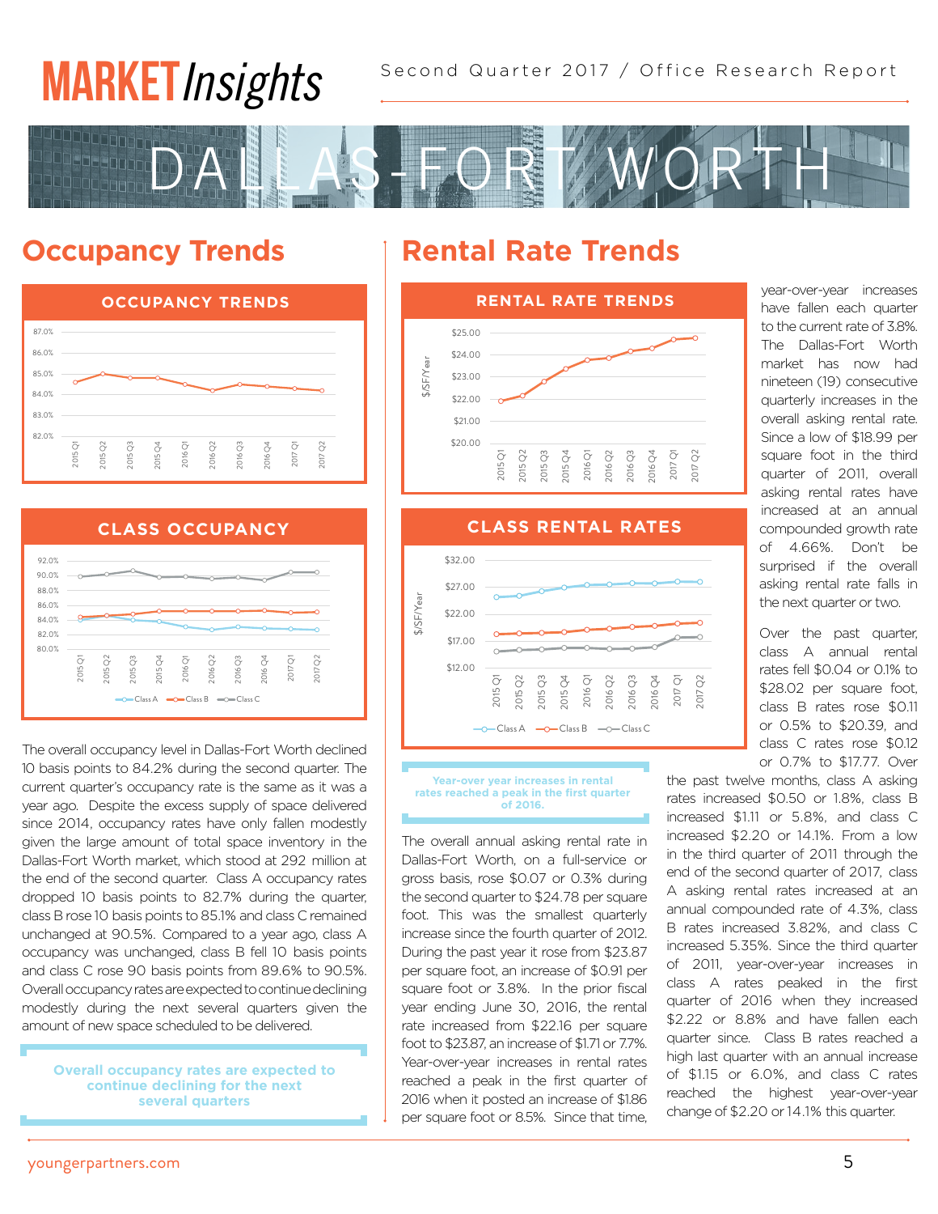# MARKET*Insights*

Second Quarter 2017 / Office Research Report

# DALLAS-FORT WORTH

## Occupancy Trends

The overall occupancy level in Dallas-Fort Worth declined 10 basis points to 84.2% during the second quarter. The current quarter's occupancy rate is the same as it was a year ago. Despite the excess supply of space delivered since 2014, occupancy rates have only fallen modestly given the large amount of total space inventory in the Dallas-Fort Worth market, which stood at 292 million at the end of the second quarter. Class A occupancy rates dropped 10 basis points to 82.7% during the quarter, class B rose 10 basis points to 85.1% and class C remained unchanged at 90.5%. Compared to a year ago, class A occupancy was unchanged, class B fell 10 basis points and class C rose 90 basis points from 89.6% to 90.5%. Overall occupancy rates are expected to continue declining modestly during the next several quarters given the amount of new space scheduled to be delivered.

**Overall occupancy rates are expected to continue declining for the next several quarters**

## Rental Rate Trends

**Year-over year increases in rental rates reached a peak in the first quarter of 2016.**

The overall annual asking rental rate in Dallas-Fort Worth, on a full-service or gross basis, rose $0.07 or 0.3% during the second quarter to $24.78 per square foot. This was the smallest quarterly increase since the fourth quarter of 2012. During the past year it rose from $23.87 per square foot, an increase of $0.91 per square foot or 3.8%. In the prior fiscal year ending June 30, 2016, the rental rate increased from $22.16 per square foot to $23.87, an increase of $1.71 or 7.7%. Year-over-year increases in rental rates reached a peak in the first quarter of 2016 when it posted an increase of $1.86 per square foot or 8.5%. Since that time, year-over-year increases have fallen each quarter to the current rate of 3.8%. The Dallas-Fort Worth market has now had nineteen (19) consecutive quarterly increases in the overall asking rental rate. Since a low of $18.99 per square foot in the third quarter of 2011, overall asking rental rates have increased at an annual compounded growth rate of 4.66%. Don't be surprised if the overall asking rental rate falls in the next quarter or two.

Over the past quarter, class A annual rental rates fell $0.04 or 0.1% to $28.02 per square foot, class B rates rose $0.11 or 0.5% to $20.39, and class C rates rose $0.12 or 0.7% to $17.77. Over the past twelve months, class A asking rates increased $0.50 or 1.8%, class B increased $1.11 or 5.8%, and class C increased $2.20 or 14.1%. From a low in the third quarter of 2011 through the end of the second quarter of 2017, class A asking rental rates increased at an annual compounded rate of 4.3%, class B rates increased 3.82%, and class C increased 5.35%. Since the third quarter of 2011, year-over-year increases in class A rates peaked in the first quarter of 2016 when they increased $2.22 or 8.8% and have fallen each quarter since. Class B rates reached a high last quarter with an annual increase of $1.15 or 6.0%, and class C rates reached the highest year-over-year change of $2.20 or 14.1% this quarter.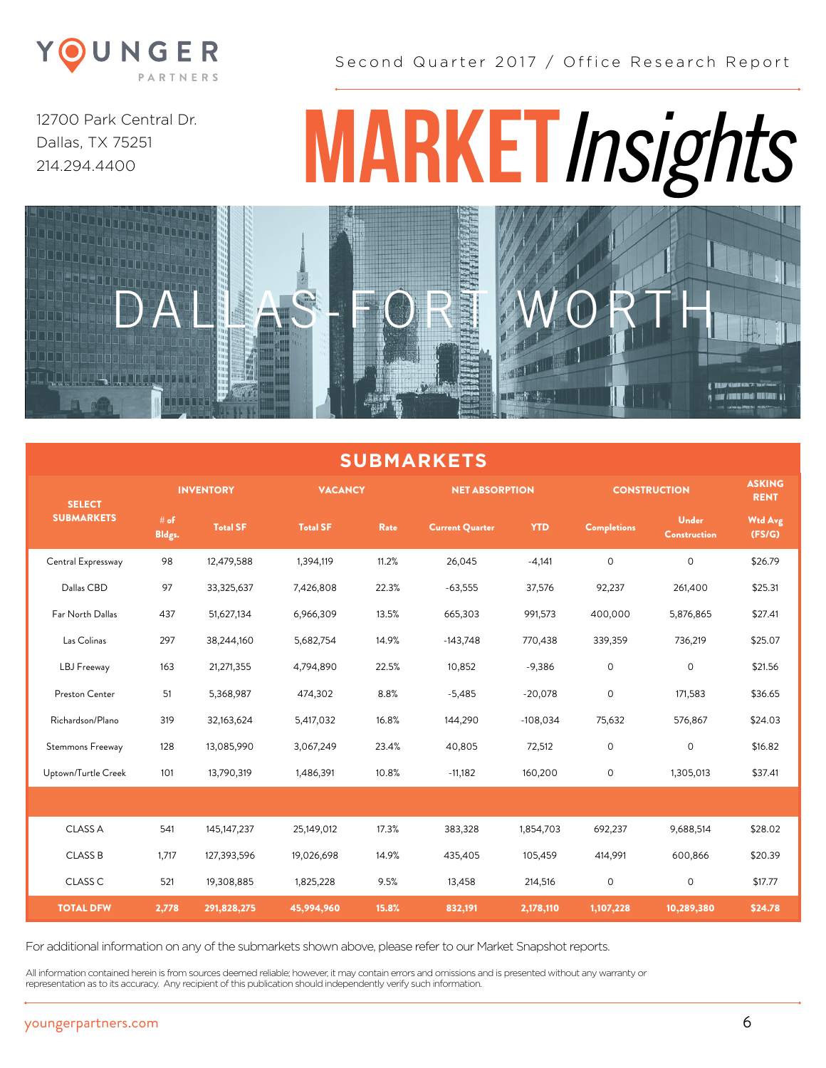YOUNGER PARTNERS

Second Quarter 2017 / Office Research Report

12700 Park Central Dr.
Dallas, TX 75251
214.294.4400

# MARKET *Insights*

DALLAS-FORT WORTH

## SUBMARKETS

| SELECT SUBMARKETS | INVENTORY | | VACANCY | | NET ABSORPTION | | CONSTRUCTION | | ASKING RENT |
|---|---|---|---|---|---|---|---|---|---|
| | # of Bldgs. | Total SF | Total SF | Rate | Current Quarter | YTD | Completions | Under Construction | Wtd Avg (FS/G) |
| Central Expressway | 98 | 12,479,588 | 1,394,119 | 11.2% | 26,045 | -4,141 | 0 | 0 | $26.79 |
| Dallas CBD | 97 | 33,325,637 | 7,426,808 | 22.3% | -63,555 | 37,576 | 92,237 | 261,400 | $25.31 |
| Far North Dallas | 437 | 51,627,134 | 6,966,309 | 13.5% | 665,303 | 991,573 | 400,000 | 5,876,865 | $27.41 |
| Las Colinas | 297 | 38,244,160 | 5,682,754 | 14.9% | -143,748 | 770,438 | 339,359 | 736,219 | $25.07 |
| LBJ Freeway | 163 | 21,271,355 | 4,794,890 | 22.5% | 10,852 | -9,386 | 0 | 0 | $21.56 |
| Preston Center | 51 | 5,368,987 | 474,302 | 8.8% | -5,485 | -20,078 | 0 | 171,583 | $36.65 |
| Richardson/Plano | 319 | 32,163,624 | 5,417,032 | 16.8% | 144,290 | -108,034 | 75,632 | 576,867 | $24.03 |
| Stemmons Freeway | 128 | 13,085,990 | 3,067,249 | 23.4% | 40,805 | 72,512 | 0 | 0 | $16.82 |
| Uptown/Turtle Creek | 101 | 13,790,319 | 1,486,391 | 10.8% | -11,182 | 160,200 | 0 | 1,305,013 | $37.41 |
| | | | | | | | | | |
| CLASS A | 541 | 145,147,237 | 25,149,012 | 17.3% | 383,328 | 1,854,703 | 692,237 | 9,688,514 | $28.02 |
| CLASS B | 1,717 | 127,393,596 | 19,026,698 | 14.9% | 435,405 | 105,459 | 414,991 | 600,866 | $20.39 |
| CLASS C | 521 | 19,308,885 | 1,825,228 | 9.5% | 13,458 | 214,516 | 0 | 0 | $17.77 |
| **TOTAL DFW** | **2,778** | **291,828,275** | **45,994,960** | **15.8%** | **832,191** | **2,178,110** | **1,107,228** | **10,289,380** | **$24.78** |

For additional information on any of the submarkets shown above, please refer to our Market Snapshot reports.

All information contained herein is from sources deemed reliable; however, it may contain errors and omissions and is presented without any warranty or representation as to its accuracy. Any recipient of this publication should independently verify such information.

youngerpartners.com